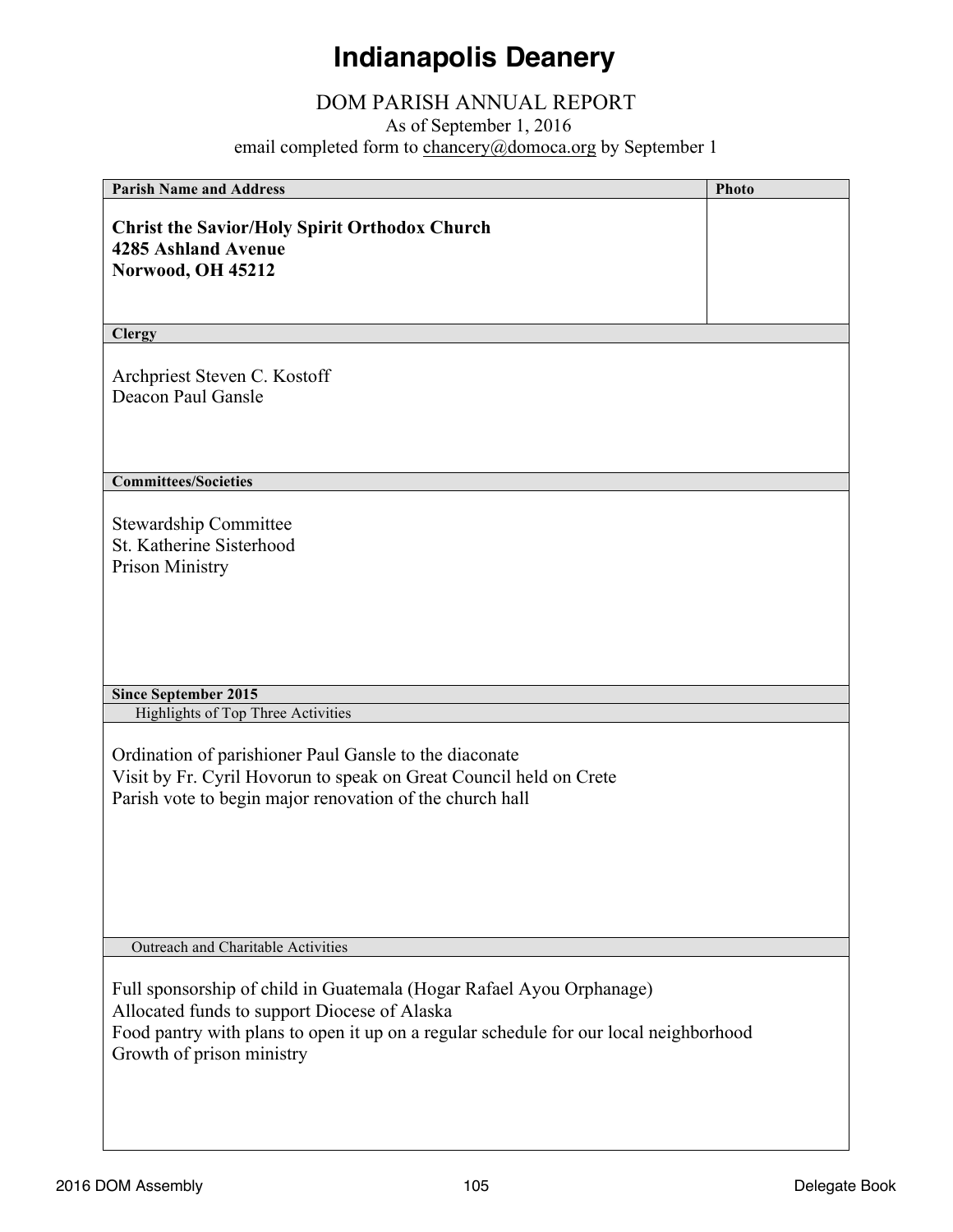# Indianapolis Deanery

## DOM PARISH ANNUAL REPORT

As of September 1, 2016

email completed form to chancery@domoca.org by September 1

| Parish Name and Address | Photo |
|---|---|
| **Christ the Savior/Holy Spirit Orthodox Church**<br>**4285 Ashland Avenue**<br>**Norwood, OH 45212** | |

**Clergy**

Archpriest Steven C. Kostoff
Deacon Paul Gansle

**Committees/Societies**

Stewardship Committee
St. Katherine Sisterhood
Prison Ministry

**Since September 2015**

Highlights of Top Three Activities

Ordination of parishioner Paul Gansle to the diaconate
Visit by Fr. Cyril Hovorun to speak on Great Council held on Crete
Parish vote to begin major renovation of the church hall

Outreach and Charitable Activities

Full sponsorship of child in Guatemala (Hogar Rafael Ayou Orphanage)
Allocated funds to support Diocese of Alaska
Food pantry with plans to open it up on a regular schedule for our local neighborhood
Growth of prison ministry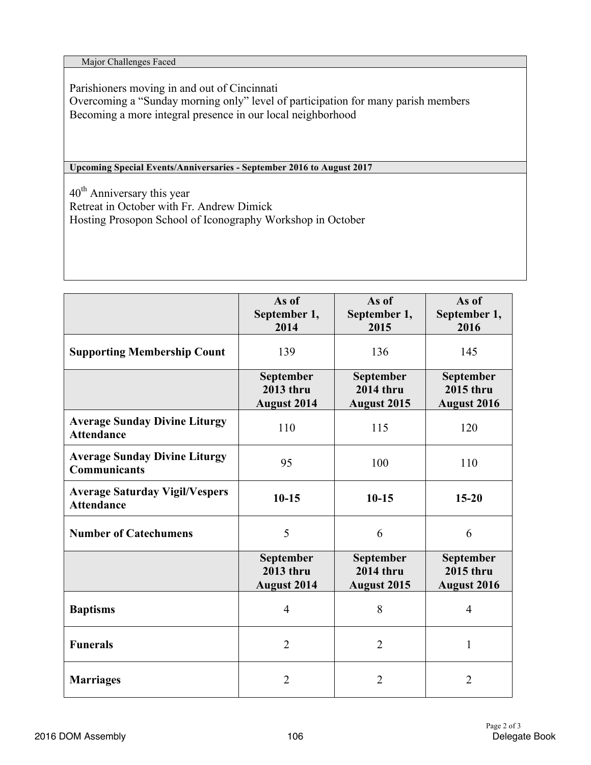Major Challenges Faced

Parishioners moving in and out of Cincinnati
Overcoming a "Sunday morning only" level of participation for many parish members
Becoming a more integral presence in our local neighborhood

**Upcoming Special Events/Anniversaries - September 2016 to August 2017**

40th Anniversary this year
Retreat in October with Fr. Andrew Dimick
Hosting Prosopon School of Iconography Workshop in October

| | **As of September 1, 2014** | **As of September 1, 2015** | **As of September 1, 2016** |
|---|---|---|---|
| **Supporting Membership Count** | 139 | 136 | 145 |
| | **September 2013 thru August 2014** | **September 2014 thru August 2015** | **September 2015 thru August 2016** |
| **Average Sunday Divine Liturgy Attendance** | 110 | 115 | 120 |
| **Average Sunday Divine Liturgy Communicants** | 95 | 100 | 110 |
| **Average Saturday Vigil/Vespers Attendance** | **10-15** | **10-15** | **15-20** |
| **Number of Catechumens** | 5 | 6 | 6 |
| | **September 2013 thru August 2014** | **September 2014 thru August 2015** | **September 2015 thru August 2016** |
| **Baptisms** | 4 | 8 | 4 |
| **Funerals** | 2 | 2 | 1 |
| **Marriages** | 2 | 2 | 2 |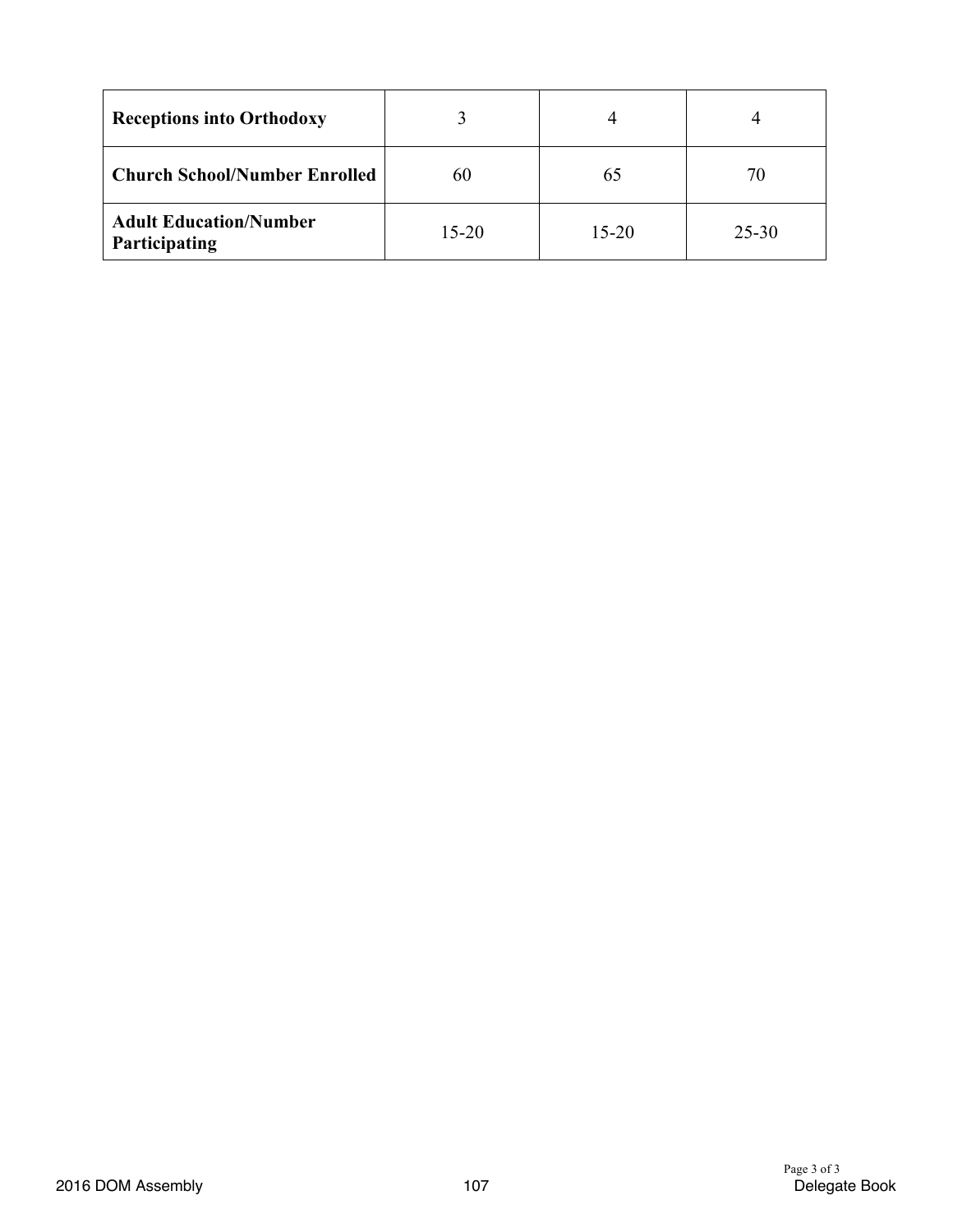| | | | |
|---|---|---|---|
| **Receptions into Orthodoxy** | 3 | 4 | 4 |
| **Church School/Number Enrolled** | 60 | 65 | 70 |
| **Adult Education/Number Participating** | 15-20 | 15-20 | 25-30 |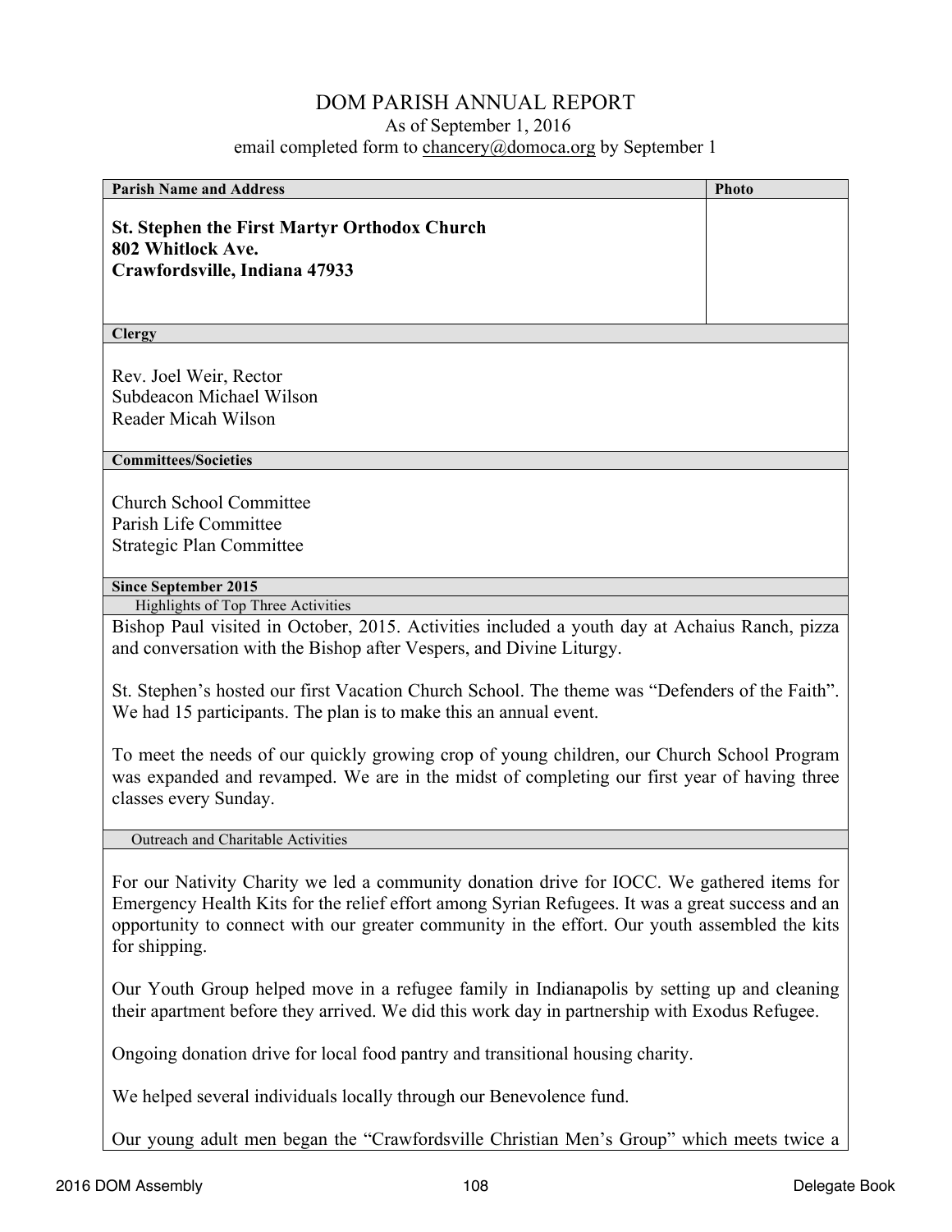# DOM PARISH ANNUAL REPORT

As of September 1, 2016

email completed form to chancery@domoca.org by September 1

| Parish Name and Address | Photo |
|---|---|
| **St. Stephen the First Martyr Orthodox Church**<br>**802 Whitlock Ave.**<br>**Crawfordsville, Indiana 47933** | |

**Clergy**

Rev. Joel Weir, Rector
Subdeacon Michael Wilson
Reader Micah Wilson

**Committees/Societies**

Church School Committee
Parish Life Committee
Strategic Plan Committee

**Since September 2015**

Highlights of Top Three Activities

Bishop Paul visited in October, 2015. Activities included a youth day at Achaius Ranch, pizza and conversation with the Bishop after Vespers, and Divine Liturgy.

St. Stephen's hosted our first Vacation Church School. The theme was "Defenders of the Faith". We had 15 participants. The plan is to make this an annual event.

To meet the needs of our quickly growing crop of young children, our Church School Program was expanded and revamped. We are in the midst of completing our first year of having three classes every Sunday.

Outreach and Charitable Activities

For our Nativity Charity we led a community donation drive for IOCC. We gathered items for Emergency Health Kits for the relief effort among Syrian Refugees. It was a great success and an opportunity to connect with our greater community in the effort. Our youth assembled the kits for shipping.

Our Youth Group helped move in a refugee family in Indianapolis by setting up and cleaning their apartment before they arrived. We did this work day in partnership with Exodus Refugee.

Ongoing donation drive for local food pantry and transitional housing charity.

We helped several individuals locally through our Benevolence fund.

Our young adult men began the "Crawfordsville Christian Men's Group" which meets twice a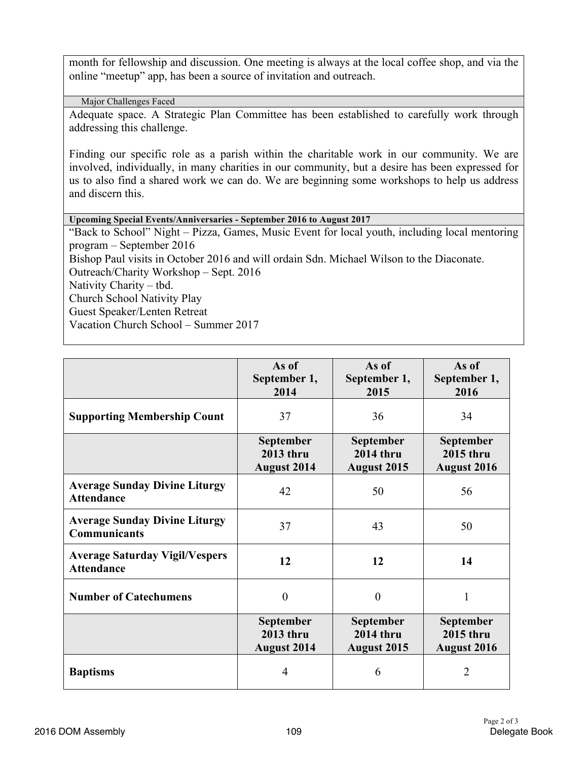month for fellowship and discussion. One meeting is always at the local coffee shop, and via the online “meetup” app, has been a source of invitation and outreach.

### Major Challenges Faced

Adequate space. A Strategic Plan Committee has been established to carefully work through addressing this challenge.

Finding our specific role as a parish within the charitable work in our community. We are involved, individually, in many charities in our community, but a desire has been expressed for us to also find a shared work we can do. We are beginning some workshops to help us address and discern this.

### Upcoming Special Events/Anniversaries - September 2016 to August 2017

“Back to School” Night – Pizza, Games, Music Event for local youth, including local mentoring program – September 2016
Bishop Paul visits in October 2016 and will ordain Sdn. Michael Wilson to the Diaconate.
Outreach/Charity Workshop – Sept. 2016
Nativity Charity – tbd.
Church School Nativity Play
Guest Speaker/Lenten Retreat
Vacation Church School – Summer 2017

| | As of September 1, 2014 | As of September 1, 2015 | As of September 1, 2016 |
|---|---|---|---|
| **Supporting Membership Count** | 37 | 36 | 34 |
| | **September 2013 thru August 2014** | **September 2014 thru August 2015** | **September 2015 thru August 2016** |
| **Average Sunday Divine Liturgy Attendance** | 42 | 50 | 56 |
| **Average Sunday Divine Liturgy Communicants** | 37 | 43 | 50 |
| **Average Saturday Vigil/Vespers Attendance** | **12** | **12** | **14** |
| **Number of Catechumens** | 0 | 0 | 1 |
| | **September 2013 thru August 2014** | **September 2014 thru August 2015** | **September 2015 thru August 2016** |
| **Baptisms** | 4 | 6 | 2 |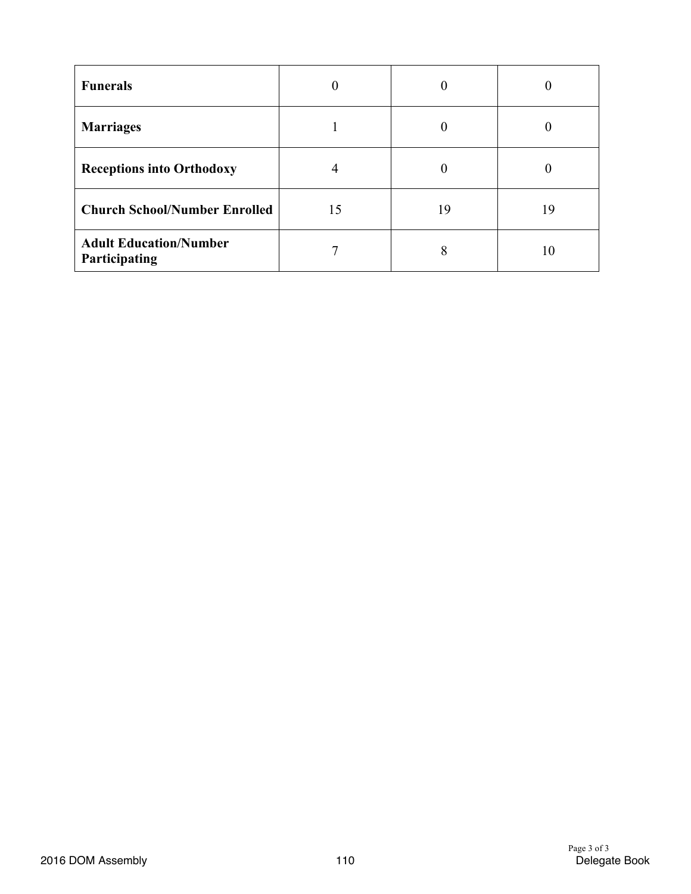| | | | |
|---|---|---|---|
| **Funerals** | 0 | 0 | 0 |
| **Marriages** | 1 | 0 | 0 |
| **Receptions into Orthodoxy** | 4 | 0 | 0 |
| **Church School/Number Enrolled** | 15 | 19 | 19 |
| **Adult Education/Number Participating** | 7 | 8 | 10 |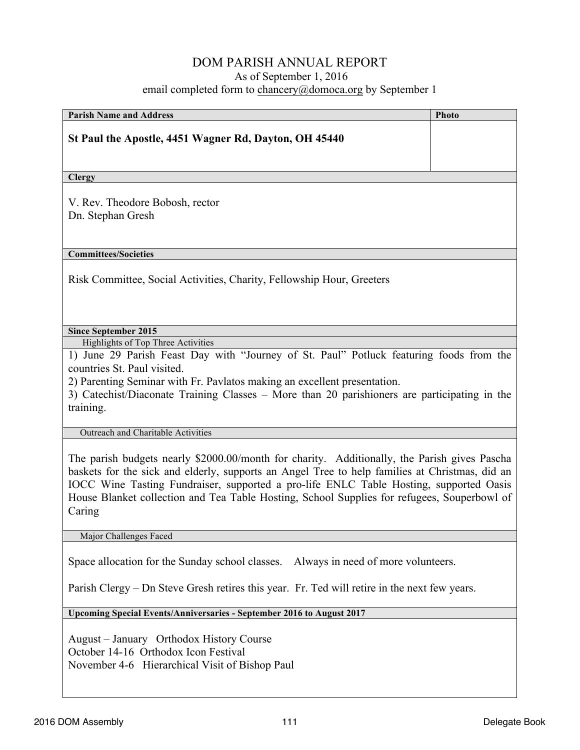# DOM PARISH ANNUAL REPORT

As of September 1, 2016

email completed form to chancery@domoca.org by September 1

**Parish Name and Address** | **Photo**

**St Paul the Apostle, 4451 Wagner Rd, Dayton, OH 45440**

**Clergy**

V. Rev. Theodore Bobosh, rector
Dn. Stephan Gresh

**Committees/Societies**

Risk Committee, Social Activities, Charity, Fellowship Hour, Greeters

**Since September 2015**

Highlights of Top Three Activities

1) June 29 Parish Feast Day with "Journey of St. Paul" Potluck featuring foods from the countries St. Paul visited.
2) Parenting Seminar with Fr. Pavlatos making an excellent presentation.
3) Catechist/Diaconate Training Classes – More than 20 parishioners are participating in the training.

Outreach and Charitable Activities

The parish budgets nearly $2000.00/month for charity. Additionally, the Parish gives Pascha baskets for the sick and elderly, supports an Angel Tree to help families at Christmas, did an IOCC Wine Tasting Fundraiser, supported a pro-life ENLC Table Hosting, supported Oasis House Blanket collection and Tea Table Hosting, School Supplies for refugees, Souperbowl of Caring

Major Challenges Faced

Space allocation for the Sunday school classes. Always in need of more volunteers.

Parish Clergy – Dn Steve Gresh retires this year. Fr. Ted will retire in the next few years.

**Upcoming Special Events/Anniversaries - September 2016 to August 2017**

August – January Orthodox History Course
October 14-16 Orthodox Icon Festival
November 4-6 Hierarchical Visit of Bishop Paul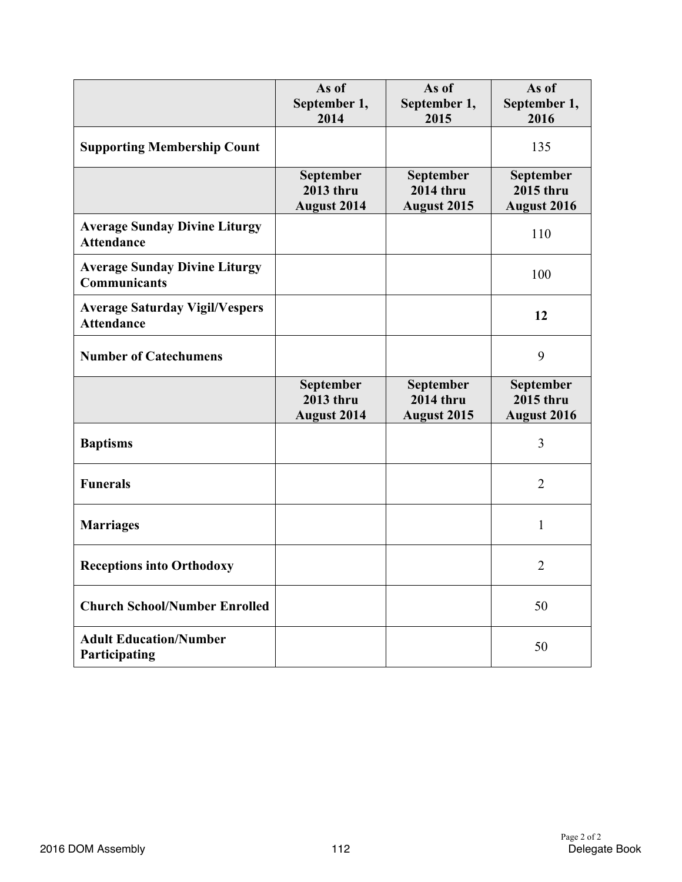| | As of September 1, 2014 | As of September 1, 2015 | As of September 1, 2016 |
|---|---|---|---|
| **Supporting Membership Count** | | | 135 |
| | **September 2013 thru August 2014** | **September 2014 thru August 2015** | **September 2015 thru August 2016** |
| **Average Sunday Divine Liturgy Attendance** | | | 110 |
| **Average Sunday Divine Liturgy Communicants** | | | 100 |
| **Average Saturday Vigil/Vespers Attendance** | | | **12** |
| **Number of Catechumens** | | | 9 |
| | **September 2013 thru August 2014** | **September 2014 thru August 2015** | **September 2015 thru August 2016** |
| **Baptisms** | | | 3 |
| **Funerals** | | | 2 |
| **Marriages** | | | 1 |
| **Receptions into Orthodoxy** | | | 2 |
| **Church School/Number Enrolled** | | | 50 |
| **Adult Education/Number Participating** | | | 50 |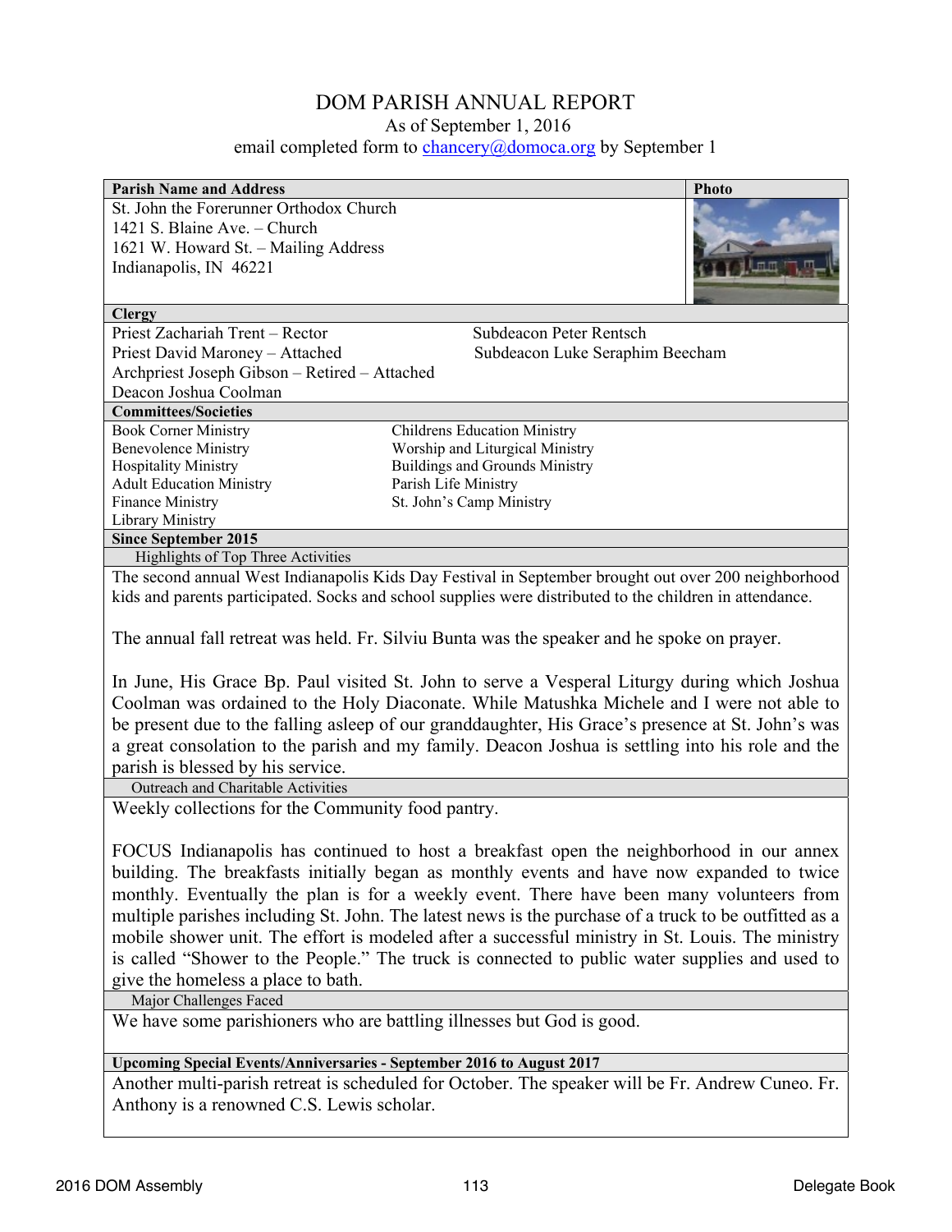# DOM PARISH ANNUAL REPORT

As of September 1, 2016

email completed form to chancery@domoca.org by September 1

**Parish Name and Address**

St. John the Forerunner Orthodox Church
1421 S. Blaine Ave. – Church
1621 W. Howard St. – Mailing Address
Indianapolis, IN 46221

**Photo**

**Clergy**

Priest Zachariah Trent – Rector
Priest David Maroney – Attached
Archpriest Joseph Gibson – Retired – Attached
Deacon Joshua Coolman
Subdeacon Peter Rentsch
Subdeacon Luke Seraphim Beecham

**Committees/Societies**

Book Corner Ministry
Benevolence Ministry
Hospitality Ministry
Adult Education Ministry
Finance Ministry
Library Ministry
Childrens Education Ministry
Worship and Liturgical Ministry
Buildings and Grounds Ministry
Parish Life Ministry
St. John's Camp Ministry

**Since September 2015**

Highlights of Top Three Activities

The second annual West Indianapolis Kids Day Festival in September brought out over 200 neighborhood kids and parents participated. Socks and school supplies were distributed to the children in attendance.

The annual fall retreat was held. Fr. Silviu Bunta was the speaker and he spoke on prayer.

In June, His Grace Bp. Paul visited St. John to serve a Vesperal Liturgy during which Joshua Coolman was ordained to the Holy Diaconate. While Matushka Michele and I were not able to be present due to the falling asleep of our granddaughter, His Grace's presence at St. John's was a great consolation to the parish and my family. Deacon Joshua is settling into his role and the parish is blessed by his service.

Outreach and Charitable Activities

Weekly collections for the Community food pantry.

FOCUS Indianapolis has continued to host a breakfast open the neighborhood in our annex building. The breakfasts initially began as monthly events and have now expanded to twice monthly. Eventually the plan is for a weekly event. There have been many volunteers from multiple parishes including St. John. The latest news is the purchase of a truck to be outfitted as a mobile shower unit. The effort is modeled after a successful ministry in St. Louis. The ministry is called "Shower to the People." The truck is connected to public water supplies and used to give the homeless a place to bath.

Major Challenges Faced

We have some parishioners who are battling illnesses but God is good.

**Upcoming Special Events/Anniversaries - September 2016 to August 2017**

Another multi-parish retreat is scheduled for October. The speaker will be Fr. Andrew Cuneo. Fr. Anthony is a renowned C.S. Lewis scholar.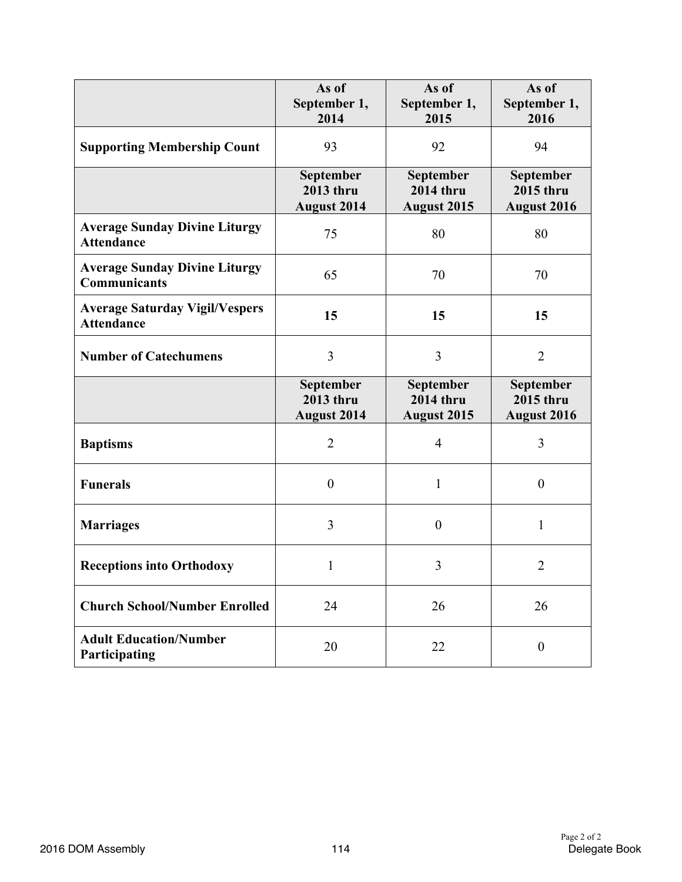| | As of September 1, 2014 | As of September 1, 2015 | As of September 1, 2016 |
|---|---|---|---|
| **Supporting Membership Count** | 93 | 92 | 94 |
| | **September 2013 thru August 2014** | **September 2014 thru August 2015** | **September 2015 thru August 2016** |
| **Average Sunday Divine Liturgy Attendance** | 75 | 80 | 80 |
| **Average Sunday Divine Liturgy Communicants** | 65 | 70 | 70 |
| **Average Saturday Vigil/Vespers Attendance** | **15** | **15** | **15** |
| **Number of Catechumens** | 3 | 3 | 2 |
| | **September 2013 thru August 2014** | **September 2014 thru August 2015** | **September 2015 thru August 2016** |
| **Baptisms** | 2 | 4 | 3 |
| **Funerals** | 0 | 1 | 0 |
| **Marriages** | 3 | 0 | 1 |
| **Receptions into Orthodoxy** | 1 | 3 | 2 |
| **Church School/Number Enrolled** | 24 | 26 | 26 |
| **Adult Education/Number Participating** | 20 | 22 | 0 |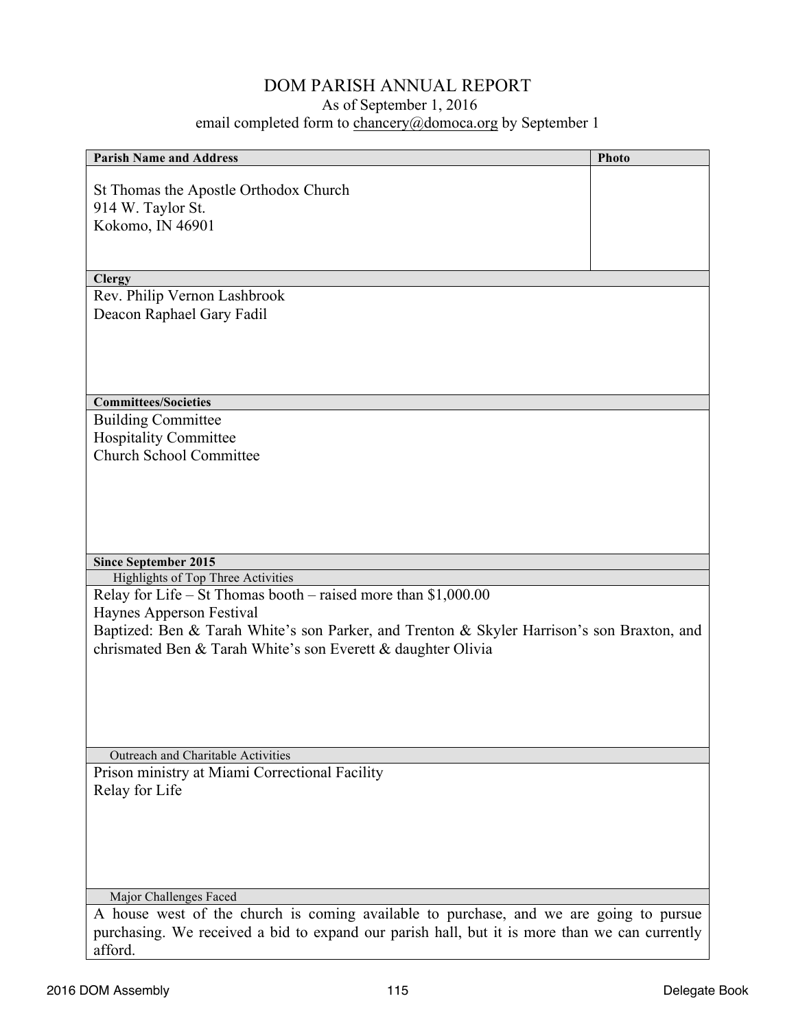# DOM PARISH ANNUAL REPORT

As of September 1, 2016

email completed form to chancery@domoca.org by September 1

**Parish Name and Address**

St Thomas the Apostle Orthodox Church
914 W. Taylor St.
Kokomo, IN 46901

**Photo**

**Clergy**

Rev. Philip Vernon Lashbrook
Deacon Raphael Gary Fadil

**Committees/Societies**

Building Committee
Hospitality Committee
Church School Committee

**Since September 2015**

Highlights of Top Three Activities

Relay for Life – St Thomas booth – raised more than $1,000.00
Haynes Apperson Festival
Baptized: Ben & Tarah White's son Parker, and Trenton & Skyler Harrison's son Braxton, and chrismated Ben & Tarah White's son Everett & daughter Olivia

Outreach and Charitable Activities

Prison ministry at Miami Correctional Facility
Relay for Life

Major Challenges Faced

A house west of the church is coming available to purchase, and we are going to pursue purchasing. We received a bid to expand our parish hall, but it is more than we can currently afford.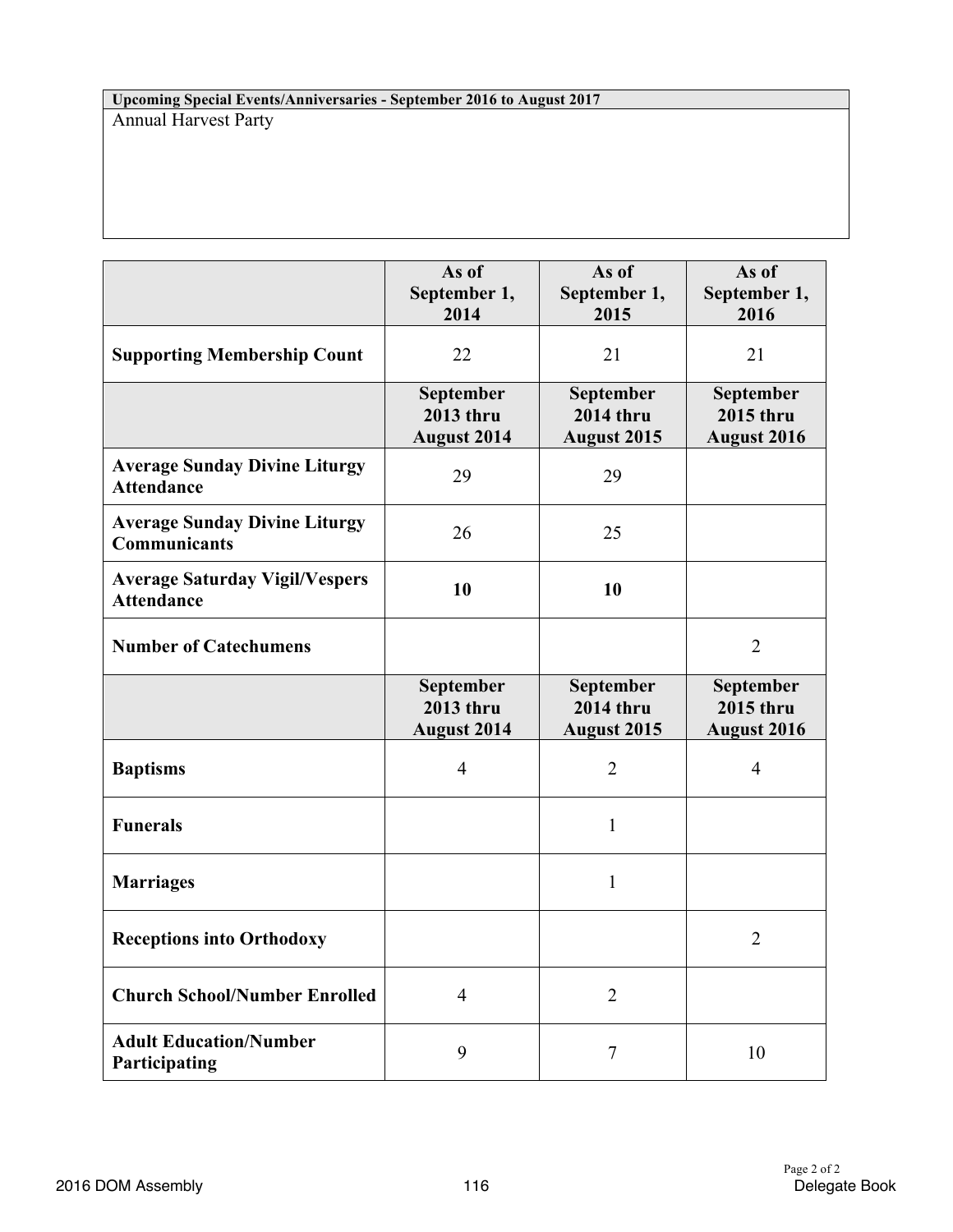| Upcoming Special Events/Anniversaries - September 2016 to August 2017 |
|---|
| Annual Harvest Party |

| | As of September 1, 2014 | As of September 1, 2015 | As of September 1, 2016 |
|---|---|---|---|
| **Supporting Membership Count** | 22 | 21 | 21 |
| | **September 2013 thru August 2014** | **September 2014 thru August 2015** | **September 2015 thru August 2016** |
| **Average Sunday Divine Liturgy Attendance** | 29 | 29 | |
| **Average Sunday Divine Liturgy Communicants** | 26 | 25 | |
| **Average Saturday Vigil/Vespers Attendance** | **10** | **10** | |
| **Number of Catechumens** | | | 2 |
| | **September 2013 thru August 2014** | **September 2014 thru August 2015** | **September 2015 thru August 2016** |
| **Baptisms** | 4 | 2 | 4 |
| **Funerals** | | 1 | |
| **Marriages** | | 1 | |
| **Receptions into Orthodoxy** | | | 2 |
| **Church School/Number Enrolled** | 4 | 2 | |
| **Adult Education/Number Participating** | 9 | 7 | 10 |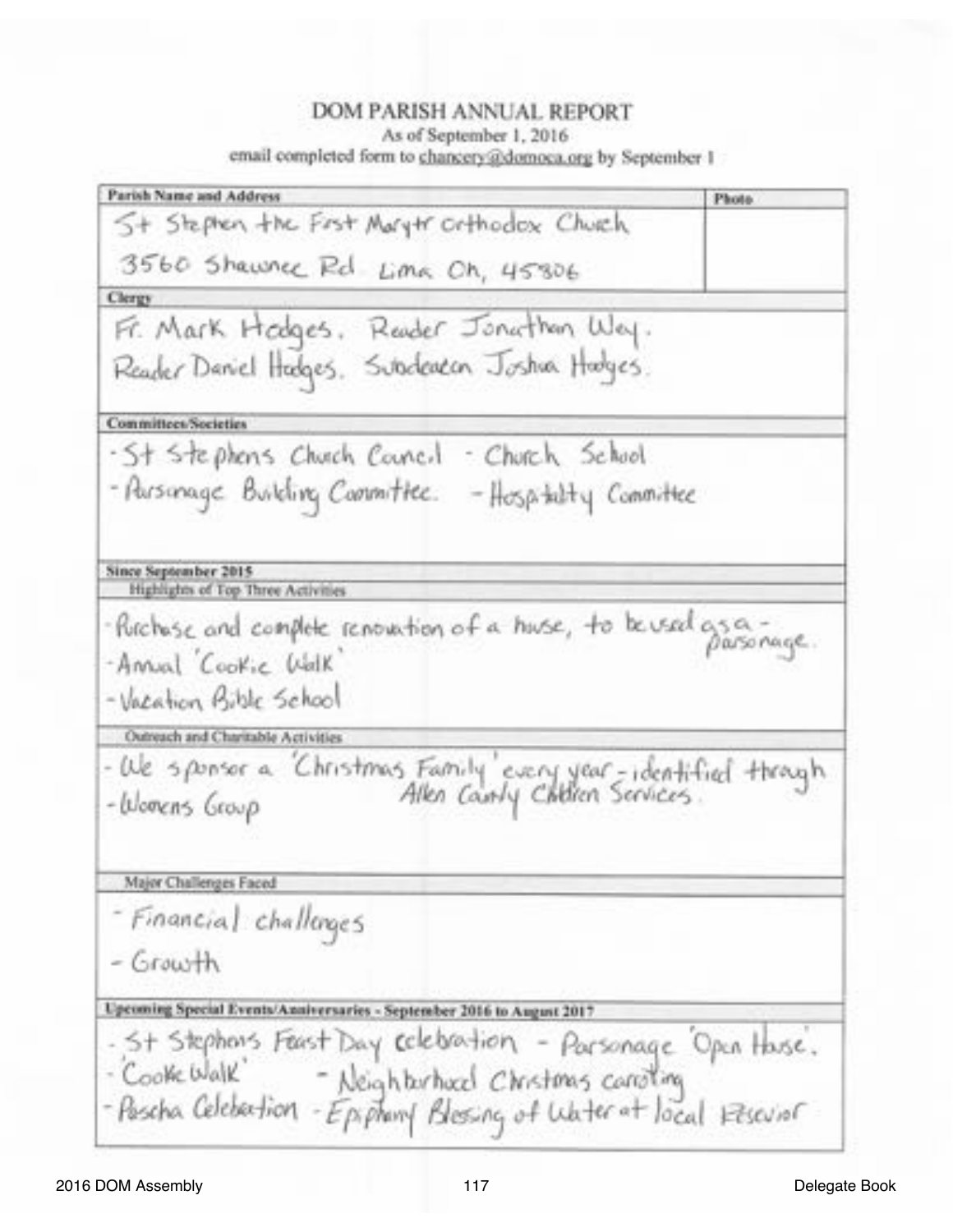# DOM PARISH ANNUAL REPORT

As of September 1, 2016

email completed form to chancery@domoca.org by September 1

**Parish Name and Address**

St Stephen the First Marytr Orthodox Church
3560 Shawnee Rd Lima Oh, 45806

**Photo**

**Clergy**

Fr. Mark Hodges. Reader Jonathan Wey.
Reader Daniel Hodges. Subdeacon Joshua Hodges.

**Committees/Societies**

- St Stephens Church Council
- Church School
- Parsonage Building Committee.
- Hospitality Committee

**Since September 2015**

**Highlights of Top Three Activities**

- Purchase and complete renovation of a house, to be used as a parsonage.
- Annual 'Cookie Walk'
- Vacation Bible School

**Outreach and Charitable Activities**

- We sponsor a 'Christmas Family' every year - identified through Allen County Children Services.
- Womens Group

**Major Challenges Faced**

- Financial challenges
- Growth

**Upcoming Special Events/Anniversaries - September 2016 to August 2017**

- St Stephens Feast Day celebration
- Parsonage 'Open House'.
- 'Cookie Walk'
- Neighborhood Christmas caroling
- Pascha Celebration
- Epiphany Blessing of Water at local Resevior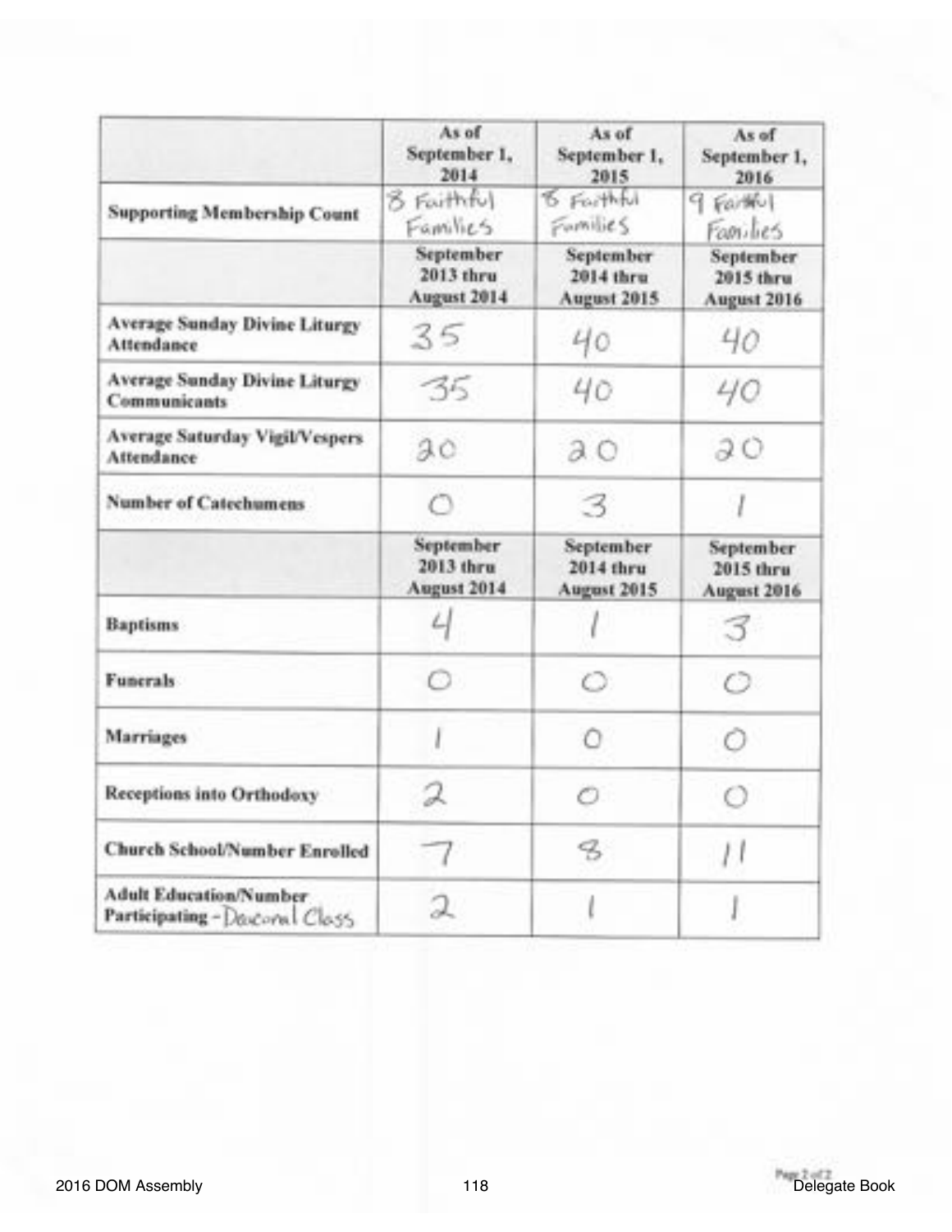| | As of September 1, 2014 | As of September 1, 2015 | As of September 1, 2016 |
|---|---|---|---|
| **Supporting Membership Count** | 8 Faithful Families | 8 Faithful Families | 9 Faithful Families |
| | **September 2013 thru August 2014** | **September 2014 thru August 2015** | **September 2015 thru August 2016** |
| **Average Sunday Divine Liturgy Attendance** | 35 | 40 | 40 |
| **Average Sunday Divine Liturgy Communicants** | 35 | 40 | 40 |
| **Average Saturday Vigil/Vespers Attendance** | 20 | 20 | 20 |
| **Number of Catechumens** | 0 | 3 | 1 |
| | **September 2013 thru August 2014** | **September 2014 thru August 2015** | **September 2015 thru August 2016** |
| **Baptisms** | 4 | 1 | 3 |
| **Funerals** | 0 | 0 | 0 |
| **Marriages** | 1 | 0 | 0 |
| **Receptions into Orthodoxy** | 2 | 0 | 0 |
| **Church School/Number Enrolled** | 7 | 8 | 11 |
| **Adult Education/Number Participating** - Deaconal Class | 2 | 1 | 1 |